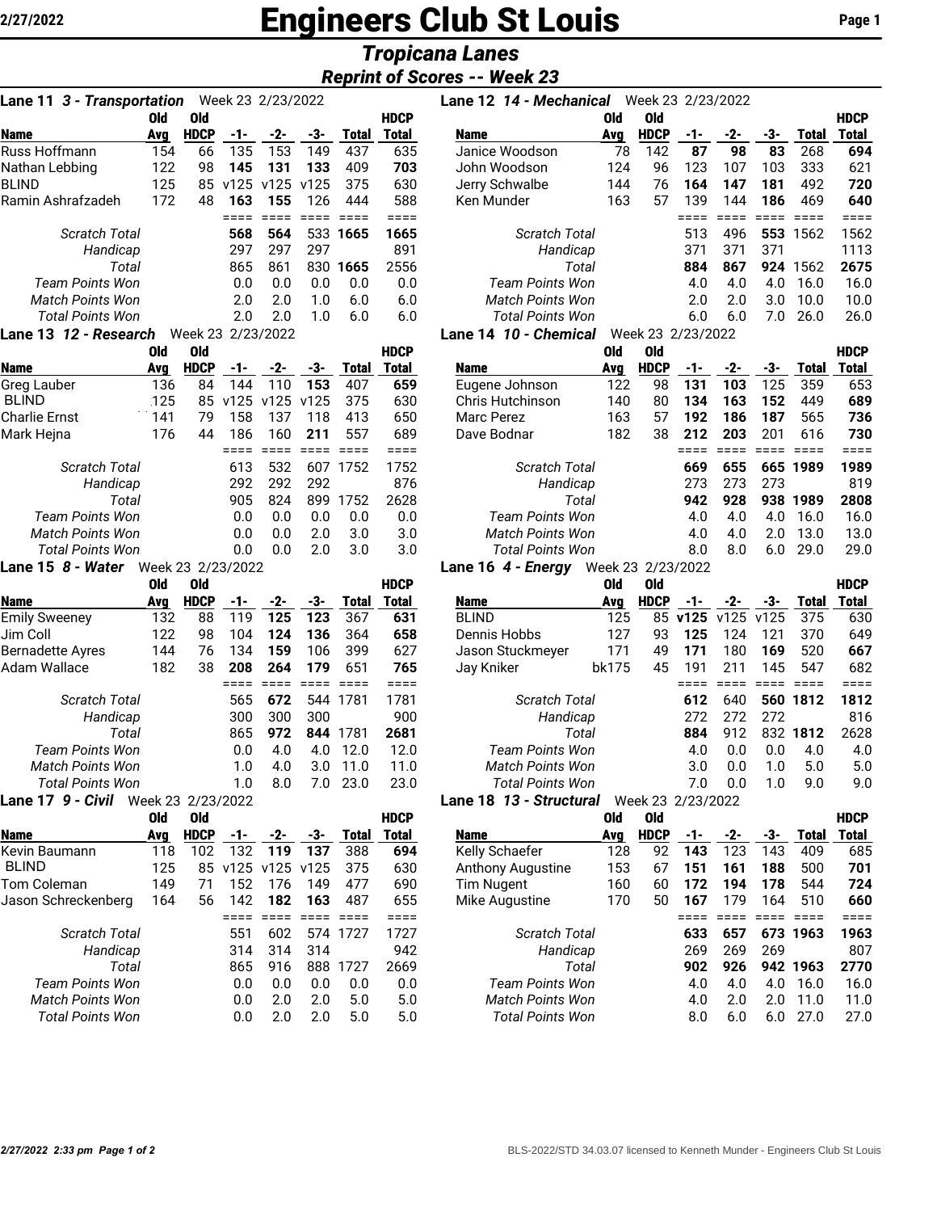# Engineers Club St Louis

## *Tropicana Lanes*

### *Reprint of Scores -- Week 23*

2/27/2022

### Lane 11 *3 - Transportation* Week 23 2/23/2022

| Name | Old Avg | Old HDCP | -1- | -2- | -3- | Total | HDCP Total |
|---|---|---|---|---|---|---|---|
| Russ Hoffmann | 154 | 66 | 135 | 153 | 149 | 437 | 635 |
| Nathan Lebbing | 122 | 98 | **145** | **131** | **133** | 409 | **703** |
| BLIND | 125 | 85 | v125 | v125 | v125 | 375 | 630 |
| Ramin Ashrafzadeh | 172 | 48 | **163** | **155** | 126 | 444 | 588 |
| | | | ==== | ==== | ==== | ==== | ==== |
| *Scratch Total* | | | **568** | **564** | 533 | **1665** | **1665** |
| *Handicap* | | | 297 | 297 | 297 | | 891 |
| *Total* | | | 865 | 861 | 830 | **1665** | 2556 |
| *Team Points Won* | | | 0.0 | 0.0 | 0.0 | 0.0 | 0.0 |
| *Match Points Won* | | | 2.0 | 2.0 | 1.0 | 6.0 | 6.0 |
| *Total Points Won* | | | 2.0 | 2.0 | 1.0 | 6.0 | 6.0 |

### Lane 12 *14 - Mechanical* Week 23 2/23/2022

| Name | Old Avg | Old HDCP | -1- | -2- | -3- | Total | HDCP Total |
|---|---|---|---|---|---|---|---|
| Janice Woodson | 78 | 142 | **87** | **98** | **83** | 268 | **694** |
| John Woodson | 124 | 96 | 123 | 107 | 103 | 333 | 621 |
| Jerry Schwalbe | 144 | 76 | **164** | **147** | **181** | 492 | **720** |
| Ken Munder | 163 | 57 | 139 | 144 | **186** | 469 | **640** |
| | | | ==== | ==== | ==== | ==== | ==== |
| *Scratch Total* | | | 513 | 496 | **553** | 1562 | 1562 |
| *Handicap* | | | 371 | 371 | 371 | | 1113 |
| *Total* | | | **884** | **867** | **924** | 1562 | **2675** |
| *Team Points Won* | | | 4.0 | 4.0 | 4.0 | 16.0 | 16.0 |
| *Match Points Won* | | | 2.0 | 2.0 | 3.0 | 10.0 | 10.0 |
| *Total Points Won* | | | 6.0 | 6.0 | 7.0 | 26.0 | 26.0 |

### Lane 13 *12 - Research* Week 23 2/23/2022

| Name | Old Avg | Old HDCP | -1- | -2- | -3- | Total | HDCP Total |
|---|---|---|---|---|---|---|---|
| Greg Lauber | 136 | 84 | 144 | 110 | **153** | 407 | **659** |
| BLIND | 125 | 85 | v125 | v125 | v125 | 375 | 630 |
| Charlie Ernst | 141 | 79 | 158 | 137 | 118 | 413 | 650 |
| Mark Hejna | 176 | 44 | 186 | 160 | **211** | 557 | 689 |
| | | | ==== | ==== | ==== | ==== | ==== |
| *Scratch Total* | | | 613 | 532 | 607 | 1752 | 1752 |
| *Handicap* | | | 292 | 292 | 292 | | 876 |
| *Total* | | | 905 | 824 | 899 | 1752 | 2628 |
| *Team Points Won* | | | 0.0 | 0.0 | 0.0 | 0.0 | 0.0 |
| *Match Points Won* | | | 0.0 | 0.0 | 2.0 | 3.0 | 3.0 |
| *Total Points Won* | | | 0.0 | 0.0 | 2.0 | 3.0 | 3.0 |

### Lane 14 *10 - Chemical* Week 23 2/23/2022

| Name | Old Avg | Old HDCP | -1- | -2- | -3- | Total | HDCP Total |
|---|---|---|---|---|---|---|---|
| Eugene Johnson | 122 | 98 | **131** | **103** | 125 | 359 | 653 |
| Chris Hutchinson | 140 | 80 | **134** | **163** | **152** | 449 | **689** |
| Marc Perez | 163 | 57 | **192** | **186** | **187** | 565 | **736** |
| Dave Bodnar | 182 | 38 | **212** | **203** | 201 | 616 | **730** |
| | | | ==== | ==== | ==== | ==== | ==== |
| *Scratch Total* | | | **669** | **655** | **665** | **1989** | **1989** |
| *Handicap* | | | 273 | 273 | 273 | | 819 |
| *Total* | | | **942** | **928** | **938** | **1989** | **2808** |
| *Team Points Won* | | | 4.0 | 4.0 | 4.0 | 16.0 | 16.0 |
| *Match Points Won* | | | 4.0 | 4.0 | 2.0 | 13.0 | 13.0 |
| *Total Points Won* | | | 8.0 | 8.0 | 6.0 | 29.0 | 29.0 |

### Lane 15 *8 - Water* Week 23 2/23/2022

| Name | Old Avg | Old HDCP | -1- | -2- | -3- | Total | HDCP Total |
|---|---|---|---|---|---|---|---|
| Emily Sweeney | 132 | 88 | 119 | **125** | **123** | 367 | **631** |
| Jim Coll | 122 | 98 | 104 | **124** | **136** | 364 | **658** |
| Bernadette Ayres | 144 | 76 | 134 | **159** | 106 | 399 | 627 |
| Adam Wallace | 182 | 38 | **208** | **264** | **179** | 651 | **765** |
| | | | ==== | ==== | ==== | ==== | ==== |
| *Scratch Total* | | | 565 | **672** | 544 | 1781 | 1781 |
| *Handicap* | | | 300 | 300 | 300 | | 900 |
| *Total* | | | 865 | **972** | **844** | 1781 | **2681** |
| *Team Points Won* | | | 0.0 | 4.0 | 4.0 | 12.0 | 12.0 |
| *Match Points Won* | | | 1.0 | 4.0 | 3.0 | 11.0 | 11.0 |
| *Total Points Won* | | | 1.0 | 8.0 | 7.0 | 23.0 | 23.0 |

### Lane 16 *4 - Energy* Week 23 2/23/2022

| Name | Old Avg | Old HDCP | -1- | -2- | -3- | Total | HDCP Total |
|---|---|---|---|---|---|---|---|
| BLIND | 125 | 85 | **v125** | v125 | v125 | 375 | 630 |
| Dennis Hobbs | 127 | 93 | **125** | 124 | 121 | 370 | 649 |
| Jason Stuckmeyer | 171 | 49 | **171** | 180 | **169** | 520 | **667** |
| Jay Kniker | bk175 | 45 | 191 | 211 | 145 | 547 | 682 |
| | | | ==== | ==== | ==== | ==== | ==== |
| *Scratch Total* | | | **612** | 640 | **560** | **1812** | **1812** |
| *Handicap* | | | 272 | 272 | 272 | | 816 |
| *Total* | | | **884** | 912 | 832 | **1812** | 2628 |
| *Team Points Won* | | | 4.0 | 0.0 | 0.0 | 4.0 | 4.0 |
| *Match Points Won* | | | 3.0 | 0.0 | 1.0 | 5.0 | 5.0 |
| *Total Points Won* | | | 7.0 | 0.0 | 1.0 | 9.0 | 9.0 |

### Lane 17 *9 - Civil* Week 23 2/23/2022

| Name | Old Avg | Old HDCP | -1- | -2- | -3- | Total | HDCP Total |
|---|---|---|---|---|---|---|---|
| Kevin Baumann | 118 | 102 | 132 | **119** | **137** | 388 | **694** |
| BLIND | 125 | 85 | v125 | v125 | v125 | 375 | 630 |
| Tom Coleman | 149 | 71 | 152 | 176 | 149 | 477 | 690 |
| Jason Schreckenberg | 164 | 56 | 142 | **182** | **163** | 487 | 655 |
| | | | ==== | ==== | ==== | ==== | ==== |
| *Scratch Total* | | | 551 | 602 | 574 | 1727 | 1727 |
| *Handicap* | | | 314 | 314 | 314 | | 942 |
| *Total* | | | 865 | 916 | 888 | 1727 | 2669 |
| *Team Points Won* | | | 0.0 | 0.0 | 0.0 | 0.0 | 0.0 |
| *Match Points Won* | | | 0.0 | 2.0 | 2.0 | 5.0 | 5.0 |
| *Total Points Won* | | | 0.0 | 2.0 | 2.0 | 5.0 | 5.0 |

### Lane 18 *13 - Structural* Week 23 2/23/2022

| Name | Old Avg | Old HDCP | -1- | -2- | -3- | Total | HDCP Total |
|---|---|---|---|---|---|---|---|
| Kelly Schaefer | 128 | 92 | **143** | 123 | 143 | 409 | 685 |
| Anthony Augustine | 153 | 67 | **151** | **161** | **188** | 500 | **701** |
| Tim Nugent | 160 | 60 | **172** | **194** | **178** | 544 | **724** |
| Mike Augustine | 170 | 50 | **167** | 179 | 164 | 510 | 660 |
| | | | ==== | ==== | ==== | ==== | ==== |
| *Scratch Total* | | | **633** | **657** | **673** | **1963** | **1963** |
| *Handicap* | | | 269 | 269 | 269 | | 807 |
| *Total* | | | **902** | **926** | **942** | **1963** | **2770** |
| *Team Points Won* | | | 4.0 | 4.0 | 4.0 | 16.0 | 16.0 |
| *Match Points Won* | | | 4.0 | 2.0 | 2.0 | 11.0 | 11.0 |
| *Total Points Won* | | | 8.0 | 6.0 | 6.0 | 27.0 | 27.0 |

*2/27/2022 2:33 pm*

BLS-2022/STD 34.03.07 licensed to Kenneth Munder - Engineers Club St Louis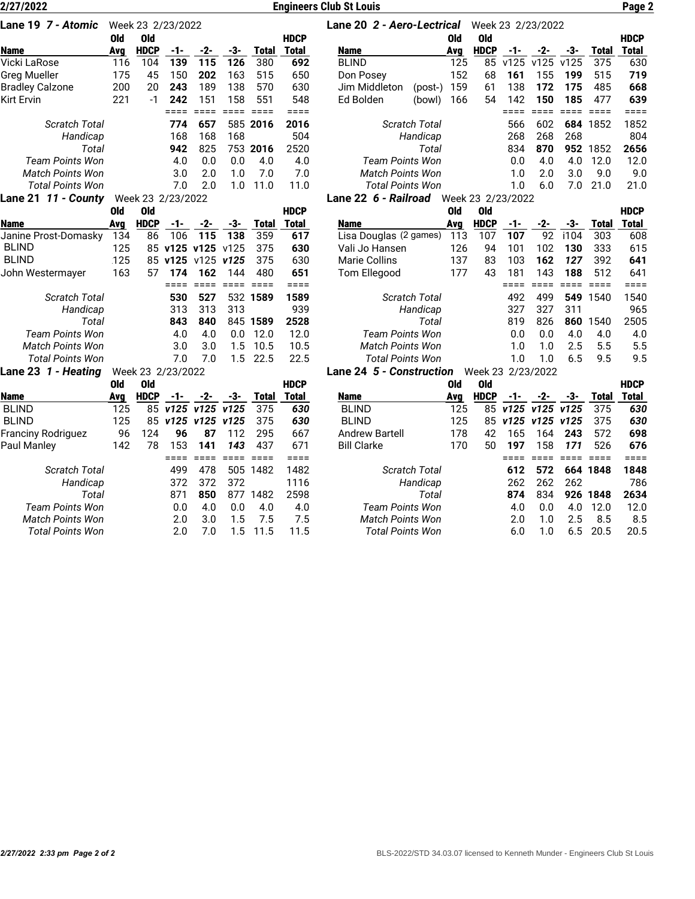## Lane 19 *7 - Atomic* Week 23 2/23/2022

| Name | Old Avg | Old HDCP | -1- | -2- | -3- | Total | HDCP Total |
|---|---|---|---|---|---|---|---|
| Vicki LaRose | 116 | 104 | **139** | **115** | **126** | 380 | **692** |
| Greg Mueller | 175 | 45 | 150 | **202** | 163 | 515 | 650 |
| Bradley Calzone | 200 | 20 | **243** | 189 | 138 | 570 | 630 |
| Kirt Ervin | 221 | -1 | **242** | 151 | 158 | 551 | 548 |
| | | | ==== | ==== | ==== | ==== | ==== |
| *Scratch Total* | | | **774** | **657** | 585 | **2016** | 2016 |
| *Handicap* | | | 168 | 168 | 168 | | 504 |
| *Total* | | | **942** | 825 | 753 | **2016** | 2520 |
| *Team Points Won* | | | 4.0 | 0.0 | 0.0 | 4.0 | 4.0 |
| *Match Points Won* | | | 3.0 | 2.0 | 1.0 | 7.0 | 7.0 |
| *Total Points Won* | | | 7.0 | 2.0 | 1.0 | 11.0 | 11.0 |

## Lane 20 *2 - Aero-Lectrical* Week 23 2/23/2022

| Name | Old Avg | Old HDCP | -1- | -2- | -3- | Total | HDCP Total |
|---|---|---|---|---|---|---|---|
| BLIND | 125 | 85 | v125 | v125 | v125 | 375 | 630 |
| Don Posey | 152 | 68 | **161** | 155 | **199** | 515 | **719** |
| Jim Middleton (post-) | 159 | 61 | 138 | **172** | **175** | 485 | **668** |
| Ed Bolden (bowl) | 166 | 54 | 142 | **150** | **185** | 477 | **639** |
| | | | ==== | ==== | ==== | ==== | ==== |
| *Scratch Total* | | | 566 | 602 | **684** | 1852 | 1852 |
| *Handicap* | | | 268 | 268 | 268 | | 804 |
| *Total* | | | 834 | **870** | **952** | 1852 | **2656** |
| *Team Points Won* | | | 0.0 | 4.0 | 4.0 | 12.0 | 12.0 |
| *Match Points Won* | | | 1.0 | 2.0 | 3.0 | 9.0 | 9.0 |
| *Total Points Won* | | | 1.0 | 6.0 | 7.0 | 21.0 | 21.0 |

## Lane 21 *11 - County* Week 23 2/23/2022

| Name | Old Avg | Old HDCP | -1- | -2- | -3- | Total | HDCP Total |
|---|---|---|---|---|---|---|---|
| Janine Prost-Domasky | 134 | 86 | 106 | **115** | **138** | 359 | **617** |
| BLIND | 125 | 85 | **v125** | **v125** | v125 | 375 | **630** |
| BLIND | 125 | 85 | **v125** | v125 | ***v125*** | 375 | 630 |
| John Westermayer | 163 | 57 | **174** | **162** | 144 | 480 | **651** |
| | | | ==== | ==== | ==== | ==== | ==== |
| *Scratch Total* | | | **530** | **527** | 532 | **1589** | **1589** |
| *Handicap* | | | 313 | 313 | 313 | | 939 |
| *Total* | | | **843** | **840** | 845 | **1589** | **2528** |
| *Team Points Won* | | | 4.0 | 4.0 | 0.0 | 12.0 | 12.0 |
| *Match Points Won* | | | 3.0 | 3.0 | 1.5 | 10.5 | 10.5 |
| *Total Points Won* | | | 7.0 | 7.0 | 1.5 | 22.5 | 22.5 |

## Lane 22 *6 - Railroad* Week 23 2/23/2022

| Name | Old Avg | Old HDCP | -1- | -2- | -3- | Total | HDCP Total |
|---|---|---|---|---|---|---|---|
| Lisa Douglas (2 games) | 113 | 107 | **107** | 92 | i104 | 303 | 608 |
| Vali Jo Hansen | 126 | 94 | 101 | 102 | **130** | 333 | 615 |
| Marie Collins | 137 | 83 | 103 | **162** | ***127*** | 392 | **641** |
| Tom Ellegood | 177 | 43 | 181 | 143 | **188** | 512 | 641 |
| | | | ==== | ==== | ==== | ==== | ==== |
| *Scratch Total* | | | 492 | 499 | **549** | 1540 | 1540 |
| *Handicap* | | | 327 | 327 | 311 | | 965 |
| *Total* | | | 819 | 826 | **860** | 1540 | 2505 |
| *Team Points Won* | | | 0.0 | 0.0 | 4.0 | 4.0 | 4.0 |
| *Match Points Won* | | | 1.0 | 1.0 | 2.5 | 5.5 | 5.5 |
| *Total Points Won* | | | 1.0 | 1.0 | 6.5 | 9.5 | 9.5 |

## Lane 23 *1 - Heating* Week 23 2/23/2022

| Name | Old Avg | Old HDCP | -1- | -2- | -3- | Total | HDCP Total |
|---|---|---|---|---|---|---|---|
| BLIND | 125 | 85 | ***v125*** | ***v125*** | ***v125*** | 375 | ***630*** |
| BLIND | 125 | 85 | ***v125*** | ***v125*** | ***v125*** | 375 | ***630*** |
| Franciny Rodriguez | 96 | 124 | **96** | **87** | 112 | 295 | 667 |
| Paul Manley | 142 | 78 | 153 | **141** | ***143*** | 437 | 671 |
| | | | ==== | ==== | ==== | ==== | ==== |
| *Scratch Total* | | | 499 | 478 | 505 | 1482 | 1482 |
| *Handicap* | | | 372 | 372 | 372 | | 1116 |
| *Total* | | | 871 | **850** | 877 | 1482 | 2598 |
| *Team Points Won* | | | 0.0 | 4.0 | 0.0 | 4.0 | 4.0 |
| *Match Points Won* | | | 2.0 | 3.0 | 1.5 | 7.5 | 7.5 |
| *Total Points Won* | | | 2.0 | 7.0 | 1.5 | 11.5 | 11.5 |

## Lane 24 *5 - Construction* Week 23 2/23/2022

| Name | Old Avg | Old HDCP | -1- | -2- | -3- | Total | HDCP Total |
|---|---|---|---|---|---|---|---|
| BLIND | 125 | 85 | ***v125*** | ***v125*** | ***v125*** | 375 | ***630*** |
| BLIND | 125 | 85 | ***v125*** | ***v125*** | ***v125*** | 375 | ***630*** |
| Andrew Bartell | 178 | 42 | 165 | 164 | **243** | 572 | **698** |
| Bill Clarke | 170 | 50 | **197** | 158 | ***171*** | 526 | **676** |
| | | | ==== | ==== | ==== | ==== | ==== |
| *Scratch Total* | | | **612** | **572** | **664** | **1848** | **1848** |
| *Handicap* | | | 262 | 262 | 262 | | 786 |
| *Total* | | | **874** | 834 | **926** | **1848** | **2634** |
| *Team Points Won* | | | 4.0 | 0.0 | 4.0 | 12.0 | 12.0 |
| *Match Points Won* | | | 2.0 | 1.0 | 2.5 | 8.5 | 8.5 |
| *Total Points Won* | | | 6.0 | 1.0 | 6.5 | 20.5 | 20.5 |

BLS-2022/STD 34.03.07 licensed to Kenneth Munder - Engineers Club St Louis